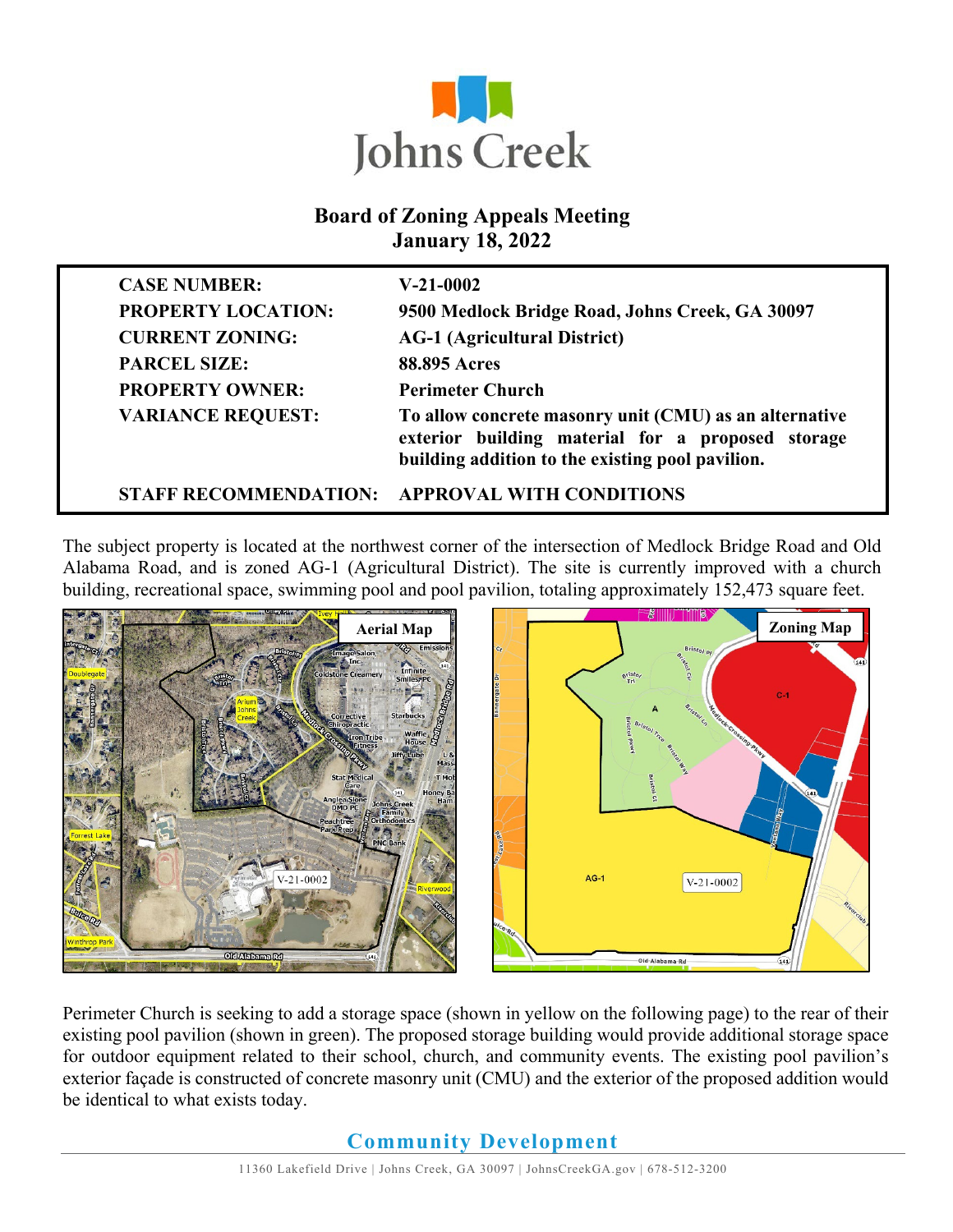# Johns Creek

## Board of Zoning Appeals Meeting
## January 18, 2022

| | |
|---|---|
| **CASE NUMBER:** | **V-21-0002** |
| **PROPERTY LOCATION:** | **9500 Medlock Bridge Road, Johns Creek, GA 30097** |
| **CURRENT ZONING:** | **AG-1 (Agricultural District)** |
| **PARCEL SIZE:** | **88.895 Acres** |
| **PROPERTY OWNER:** | **Perimeter Church** |
| **VARIANCE REQUEST:** | **To allow concrete masonry unit (CMU) as an alternative exterior building material for a proposed storage building addition to the existing pool pavilion.** |
| **STAFF RECOMMENDATION:** | **APPROVAL WITH CONDITIONS** |

The subject property is located at the northwest corner of the intersection of Medlock Bridge Road and Old Alabama Road, and is zoned AG-1 (Agricultural District). The site is currently improved with a church building, recreational space, swimming pool and pool pavilion, totaling approximately 152,473 square feet.

**Aerial Map**

**Zoning Map**

Perimeter Church is seeking to add a storage space (shown in yellow on the following page) to the rear of their existing pool pavilion (shown in green). The proposed storage building would provide additional storage space for outdoor equipment related to their school, church, and community events. The existing pool pavilion's exterior façade is constructed of concrete masonry unit (CMU) and the exterior of the proposed addition would be identical to what exists today.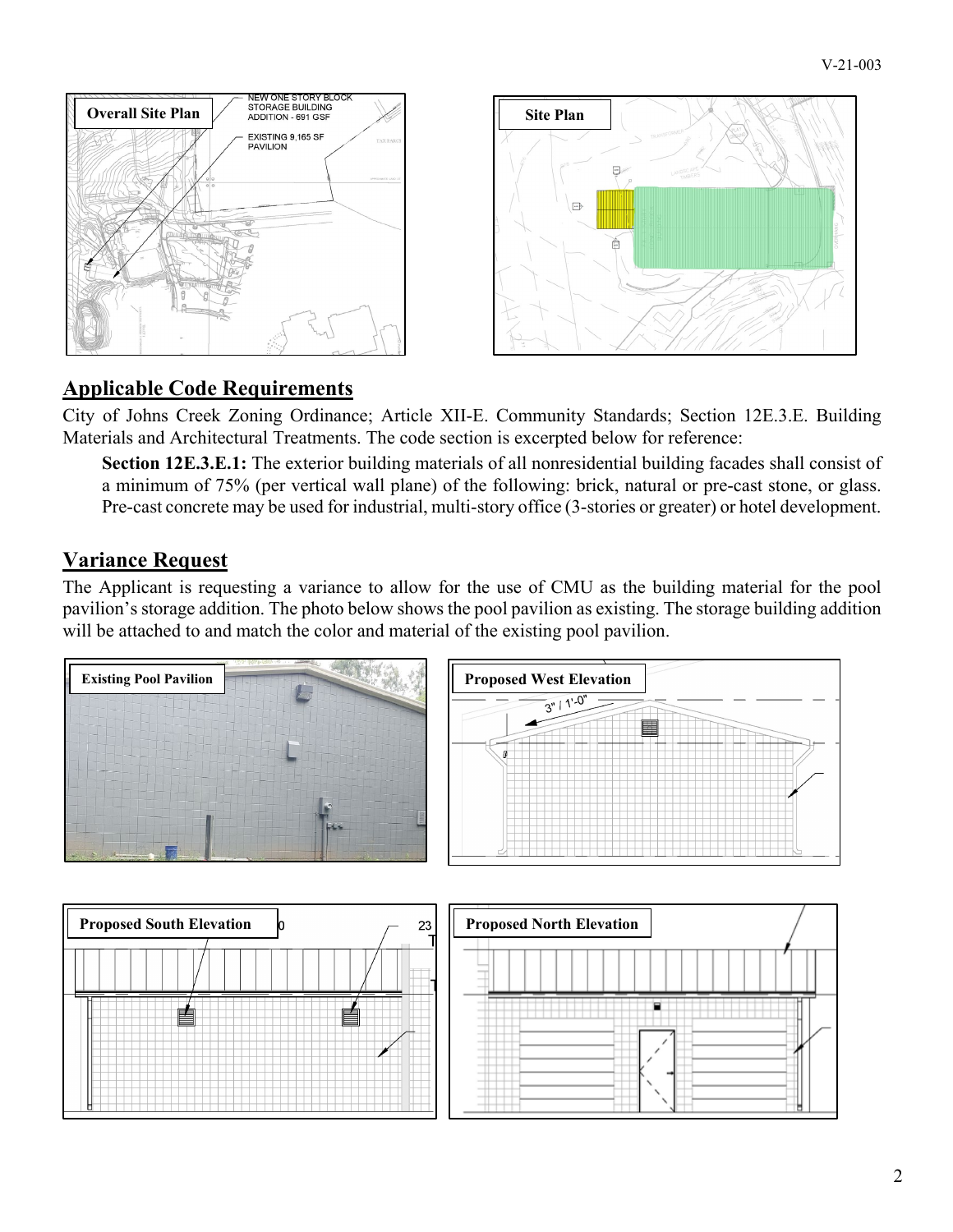## Applicable Code Requirements

City of Johns Creek Zoning Ordinance; Article XII-E. Community Standards; Section 12E.3.E. Building Materials and Architectural Treatments. The code section is excerpted below for reference:

> **Section 12E.3.E.1:** The exterior building materials of all nonresidential building facades shall consist of a minimum of 75% (per vertical wall plane) of the following: brick, natural or pre-cast stone, or glass. Pre-cast concrete may be used for industrial, multi-story office (3-stories or greater) or hotel development.

## Variance Request

The Applicant is requesting a variance to allow for the use of CMU as the building material for the pool pavilion's storage addition. The photo below shows the pool pavilion as existing. The storage building addition will be attached to and match the color and material of the existing pool pavilion.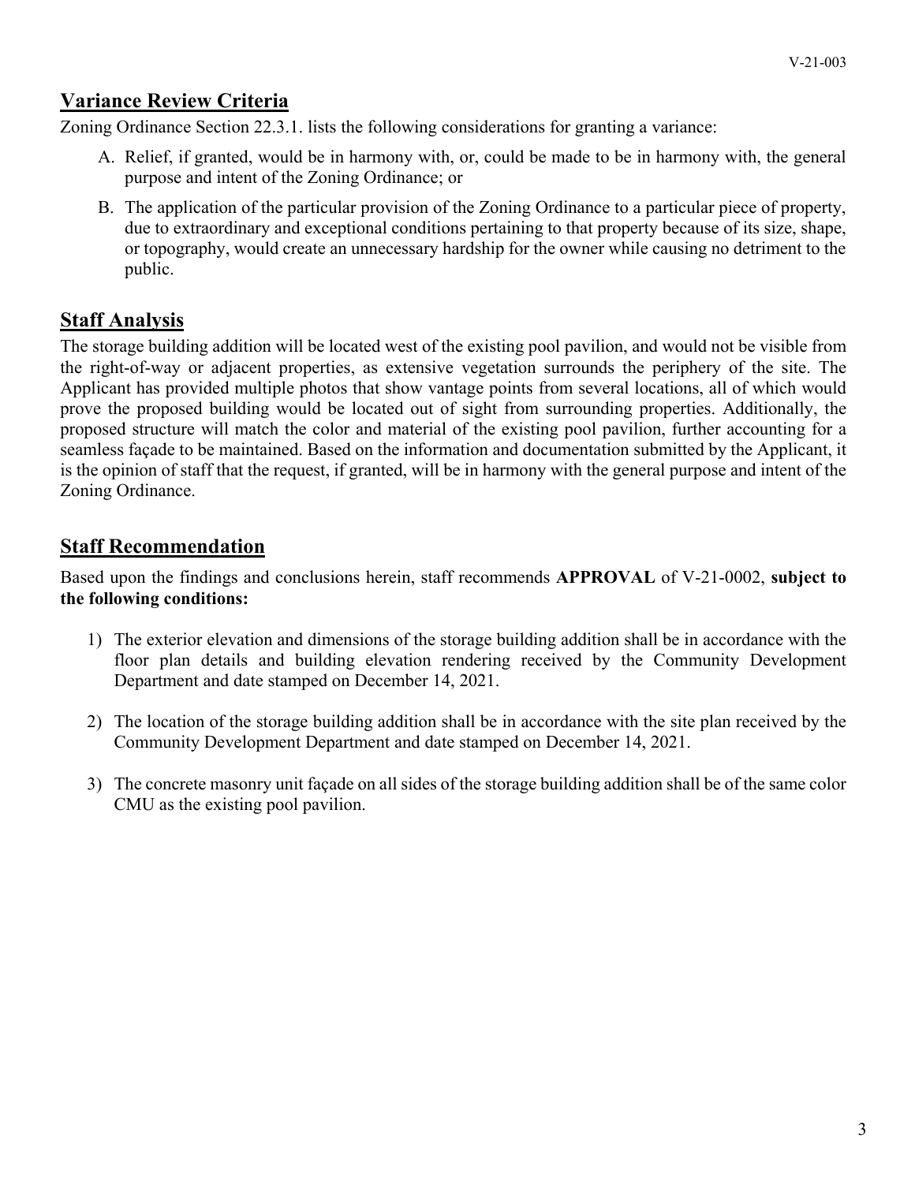## Variance Review Criteria

Zoning Ordinance Section 22.3.1. lists the following considerations for granting a variance:

A. Relief, if granted, would be in harmony with, or, could be made to be in harmony with, the general purpose and intent of the Zoning Ordinance; or

B. The application of the particular provision of the Zoning Ordinance to a particular piece of property, due to extraordinary and exceptional conditions pertaining to that property because of its size, shape, or topography, would create an unnecessary hardship for the owner while causing no detriment to the public.

## Staff Analysis

The storage building addition will be located west of the existing pool pavilion, and would not be visible from the right-of-way or adjacent properties, as extensive vegetation surrounds the periphery of the site. The Applicant has provided multiple photos that show vantage points from several locations, all of which would prove the proposed building would be located out of sight from surrounding properties. Additionally, the proposed structure will match the color and material of the existing pool pavilion, further accounting for a seamless façade to be maintained. Based on the information and documentation submitted by the Applicant, it is the opinion of staff that the request, if granted, will be in harmony with the general purpose and intent of the Zoning Ordinance.

## Staff Recommendation

Based upon the findings and conclusions herein, staff recommends **APPROVAL** of V-21-0002, **subject to the following conditions:**

1) The exterior elevation and dimensions of the storage building addition shall be in accordance with the floor plan details and building elevation rendering received by the Community Development Department and date stamped on December 14, 2021.

2) The location of the storage building addition shall be in accordance with the site plan received by the Community Development Department and date stamped on December 14, 2021.

3) The concrete masonry unit façade on all sides of the storage building addition shall be of the same color CMU as the existing pool pavilion.